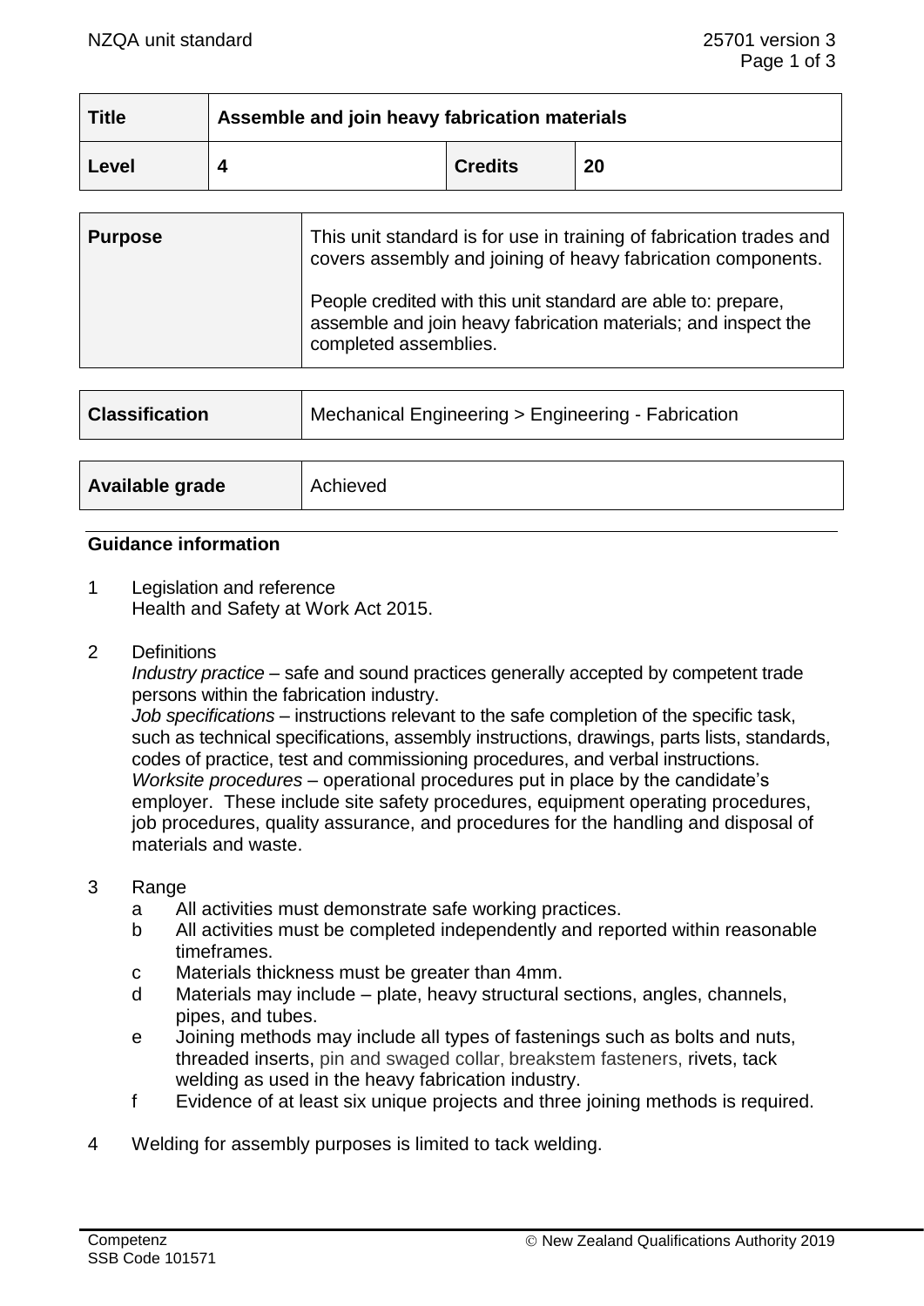| Title | Assemble and join heavy fabrication materials | | |
|---|---|---|---|
| Level | 4 | Credits | 20 |

| Purpose | This unit standard is for use in training of fabrication trades and covers assembly and joining of heavy fabrication components.<br><br>People credited with this unit standard are able to: prepare, assemble and join heavy fabrication materials; and inspect the completed assemblies. |
|---|---|

| Classification | Mechanical Engineering > Engineering - Fabrication |
|---|---|

| Available grade | Achieved |
|---|---|

## Guidance information

1. Legislation and reference
   Health and Safety at Work Act 2015.

2. Definitions
   *Industry practice* – safe and sound practices generally accepted by competent trade persons within the fabrication industry.
   *Job specifications* – instructions relevant to the safe completion of the specific task, such as technical specifications, assembly instructions, drawings, parts lists, standards, codes of practice, test and commissioning procedures, and verbal instructions.
   *Worksite procedures* – operational procedures put in place by the candidate's employer. These include site safety procedures, equipment operating procedures, job procedures, quality assurance, and procedures for the handling and disposal of materials and waste.

3. Range
   a. All activities must demonstrate safe working practices.
   b. All activities must be completed independently and reported within reasonable timeframes.
   c. Materials thickness must be greater than 4mm.
   d. Materials may include – plate, heavy structural sections, angles, channels, pipes, and tubes.
   e. Joining methods may include all types of fastenings such as bolts and nuts, threaded inserts, pin and swaged collar, breakstem fasteners, rivets, tack welding as used in the heavy fabrication industry.
   f. Evidence of at least six unique projects and three joining methods is required.

4. Welding for assembly purposes is limited to tack welding.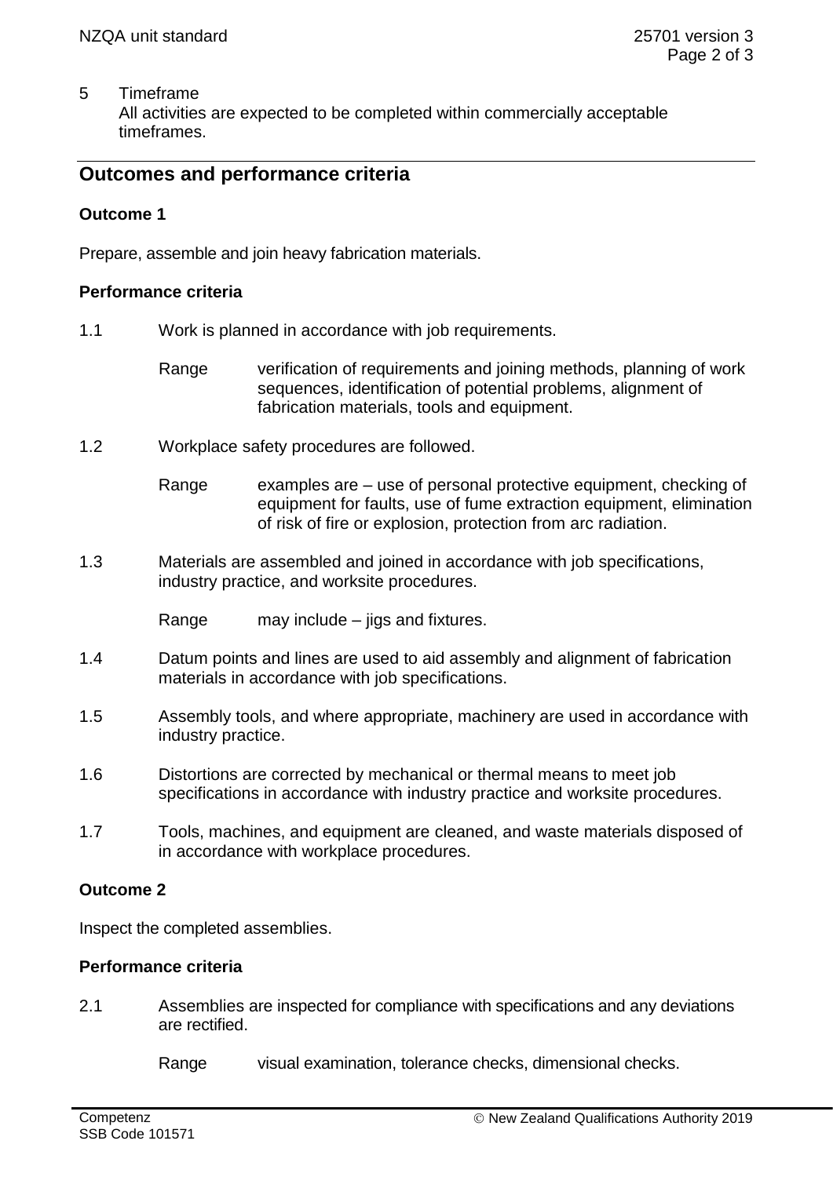5 Timeframe
All activities are expected to be completed within commercially acceptable timeframes.

## Outcomes and performance criteria

### Outcome 1

Prepare, assemble and join heavy fabrication materials.

#### Performance criteria

1.1 Work is planned in accordance with job requirements.

Range verification of requirements and joining methods, planning of work sequences, identification of potential problems, alignment of fabrication materials, tools and equipment.

1.2 Workplace safety procedures are followed.

Range examples are – use of personal protective equipment, checking of equipment for faults, use of fume extraction equipment, elimination of risk of fire or explosion, protection from arc radiation.

1.3 Materials are assembled and joined in accordance with job specifications, industry practice, and worksite procedures.

Range may include – jigs and fixtures.

1.4 Datum points and lines are used to aid assembly and alignment of fabrication materials in accordance with job specifications.

1.5 Assembly tools, and where appropriate, machinery are used in accordance with industry practice.

1.6 Distortions are corrected by mechanical or thermal means to meet job specifications in accordance with industry practice and worksite procedures.

1.7 Tools, machines, and equipment are cleaned, and waste materials disposed of in accordance with workplace procedures.

### Outcome 2

Inspect the completed assemblies.

#### Performance criteria

2.1 Assemblies are inspected for compliance with specifications and any deviations are rectified.

Range visual examination, tolerance checks, dimensional checks.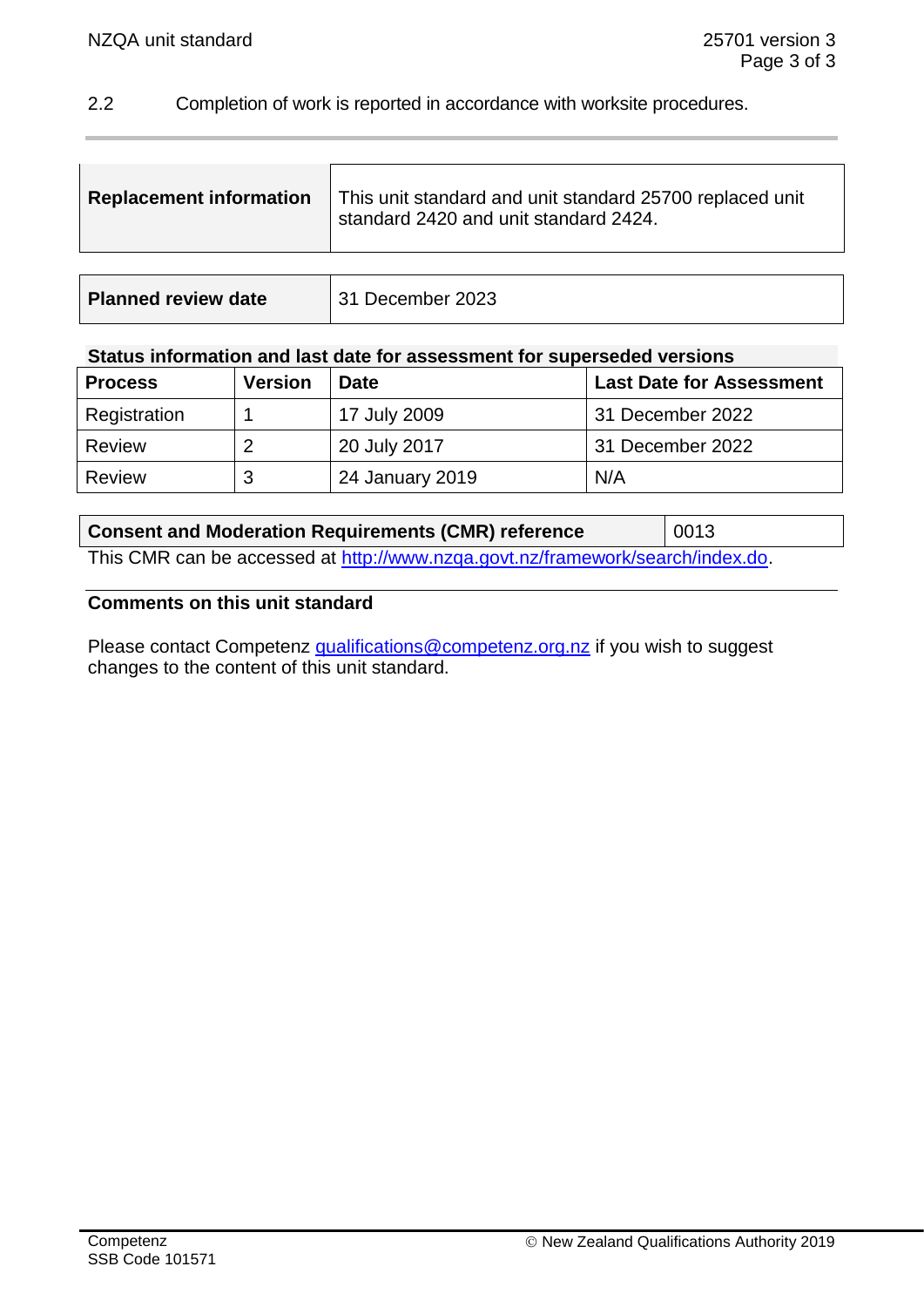2.2 Completion of work is reported in accordance with worksite procedures.

| | |
|---|---|
| **Replacement information** | This unit standard and unit standard 25700 replaced unit standard 2420 and unit standard 2424. |

| | |
|---|---|
| **Planned review date** | 31 December 2023 |

**Status information and last date for assessment for superseded versions**

| Process | Version | Date | Last Date for Assessment |
|---|---|---|---|
| Registration | 1 | 17 July 2009 | 31 December 2022 |
| Review | 2 | 20 July 2017 | 31 December 2022 |
| Review | 3 | 24 January 2019 | N/A |

| | |
|---|---|
| **Consent and Moderation Requirements (CMR) reference** | 0013 |

This CMR can be accessed at http://www.nzqa.govt.nz/framework/search/index.do.

**Comments on this unit standard**

Please contact Competenz qualifications@competenz.org.nz if you wish to suggest changes to the content of this unit standard.